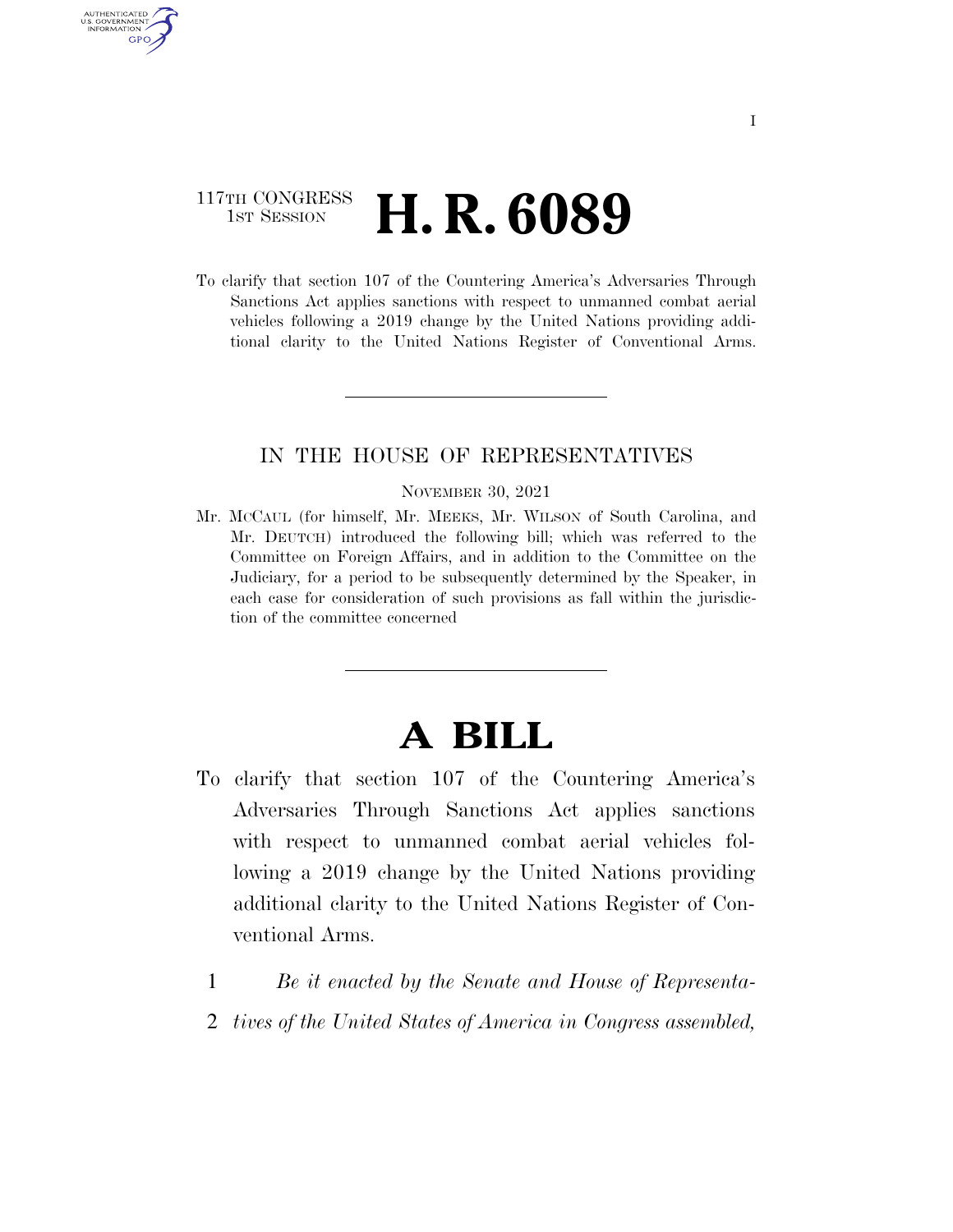117TH CONGRESS
1ST SESSION

# H. R. 6089

To clarify that section 107 of the Countering America's Adversaries Through Sanctions Act applies sanctions with respect to unmanned combat aerial vehicles following a 2019 change by the United Nations providing additional clarity to the United Nations Register of Conventional Arms.

---

IN THE HOUSE OF REPRESENTATIVES

NOVEMBER 30, 2021

Mr. MCCAUL (for himself, Mr. MEEKS, Mr. WILSON of South Carolina, and Mr. DEUTCH) introduced the following bill; which was referred to the Committee on Foreign Affairs, and in addition to the Committee on the Judiciary, for a period to be subsequently determined by the Speaker, in each case for consideration of such provisions as fall within the jurisdiction of the committee concerned

---

# A BILL

To clarify that section 107 of the Countering America's Adversaries Through Sanctions Act applies sanctions with respect to unmanned combat aerial vehicles following a 2019 change by the United Nations providing additional clarity to the United Nations Register of Conventional Arms.

1 *Be it enacted by the Senate and House of Representa-*
2 *tives of the United States of America in Congress assembled,*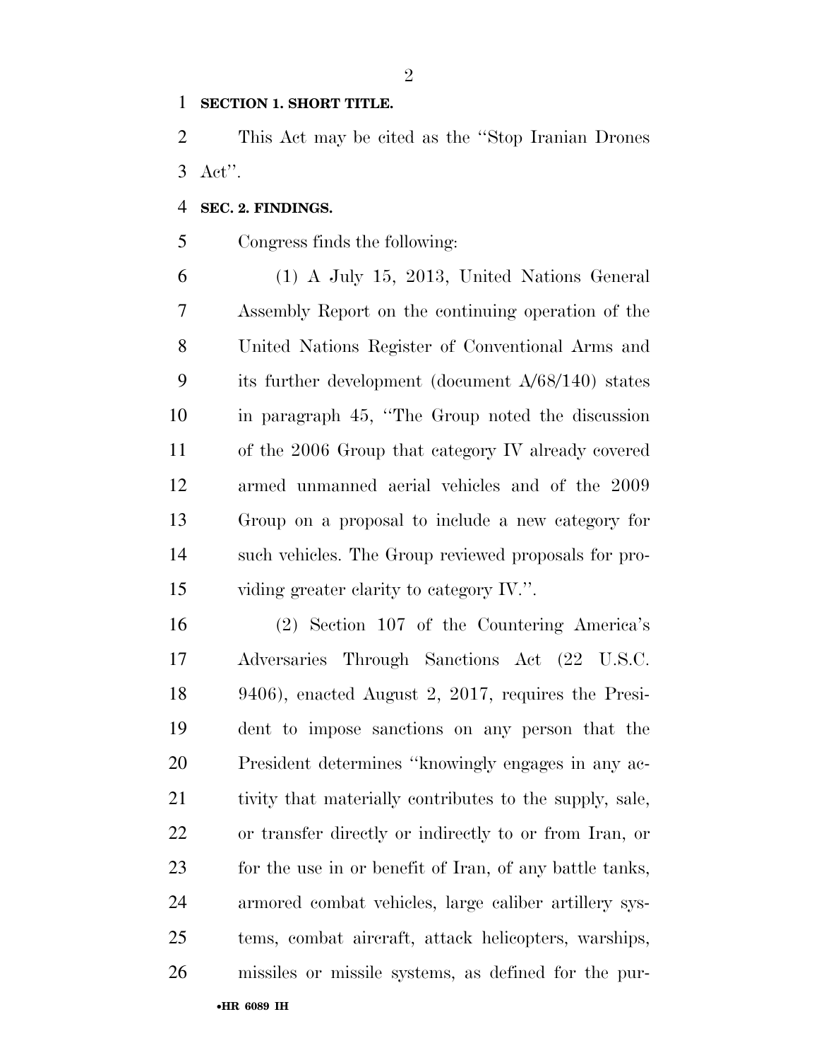**SECTION 1. SHORT TITLE.**

This Act may be cited as the ''Stop Iranian Drones Act''.

**SEC. 2. FINDINGS.**

Congress finds the following:

(1) A July 15, 2013, United Nations General Assembly Report on the continuing operation of the United Nations Register of Conventional Arms and its further development (document A/68/140) states in paragraph 45, ''The Group noted the discussion of the 2006 Group that category IV already covered armed unmanned aerial vehicles and of the 2009 Group on a proposal to include a new category for such vehicles. The Group reviewed proposals for providing greater clarity to category IV.''.

(2) Section 107 of the Countering America's Adversaries Through Sanctions Act (22 U.S.C. 9406), enacted August 2, 2017, requires the President to impose sanctions on any person that the President determines ''knowingly engages in any activity that materially contributes to the supply, sale, or transfer directly or indirectly to or from Iran, or for the use in or benefit of Iran, of any battle tanks, armored combat vehicles, large caliber artillery systems, combat aircraft, attack helicopters, warships, missiles or missile systems, as defined for the pur-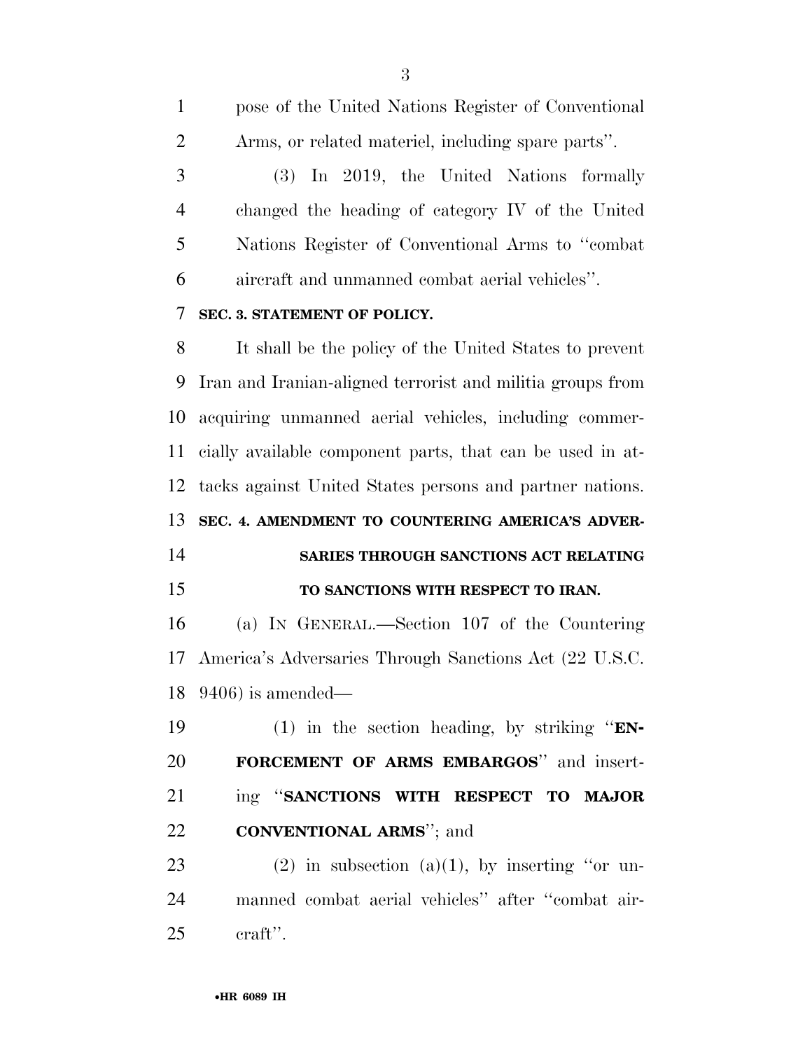pose of the United Nations Register of Conventional Arms, or related materiel, including spare parts''.

(3) In 2019, the United Nations formally changed the heading of category IV of the United Nations Register of Conventional Arms to ''combat aircraft and unmanned combat aerial vehicles''.

**SEC. 3. STATEMENT OF POLICY.**

It shall be the policy of the United States to prevent Iran and Iranian-aligned terrorist and militia groups from acquiring unmanned aerial vehicles, including commercially available component parts, that can be used in attacks against United States persons and partner nations.

**SEC. 4. AMENDMENT TO COUNTERING AMERICA'S ADVERSARIES THROUGH SANCTIONS ACT RELATING TO SANCTIONS WITH RESPECT TO IRAN.**

(a) IN GENERAL.—Section 107 of the Countering America's Adversaries Through Sanctions Act (22 U.S.C. 9406) is amended—

(1) in the section heading, by striking ''**ENFORCEMENT OF ARMS EMBARGOS**'' and inserting ''**SANCTIONS WITH RESPECT TO MAJOR CONVENTIONAL ARMS**''; and

(2) in subsection (a)(1), by inserting ''or unmanned combat aerial vehicles'' after ''combat aircraft''.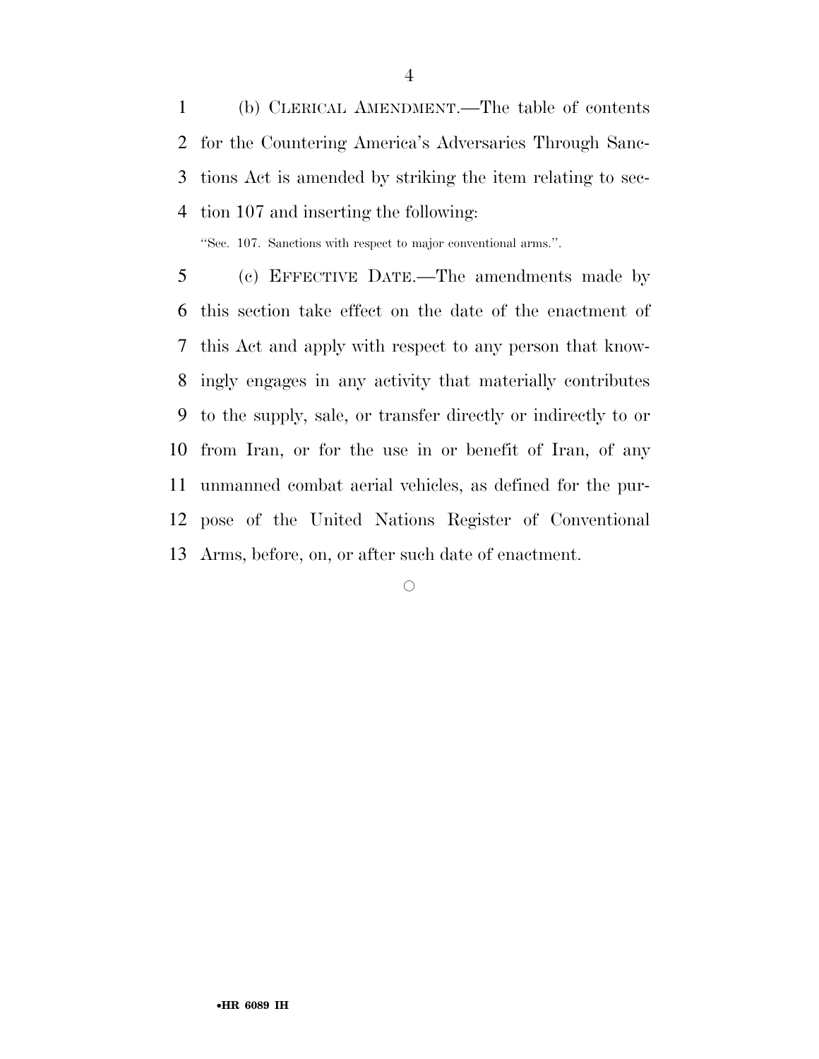(b) CLERICAL AMENDMENT.—The table of contents for the Countering America's Adversaries Through Sanctions Act is amended by striking the item relating to section 107 and inserting the following:

"Sec. 107. Sanctions with respect to major conventional arms.".

(c) EFFECTIVE DATE.—The amendments made by this section take effect on the date of the enactment of this Act and apply with respect to any person that knowingly engages in any activity that materially contributes to the supply, sale, or transfer directly or indirectly to or from Iran, or for the use in or benefit of Iran, of any unmanned combat aerial vehicles, as defined for the purpose of the United Nations Register of Conventional Arms, before, on, or after such date of enactment.

○